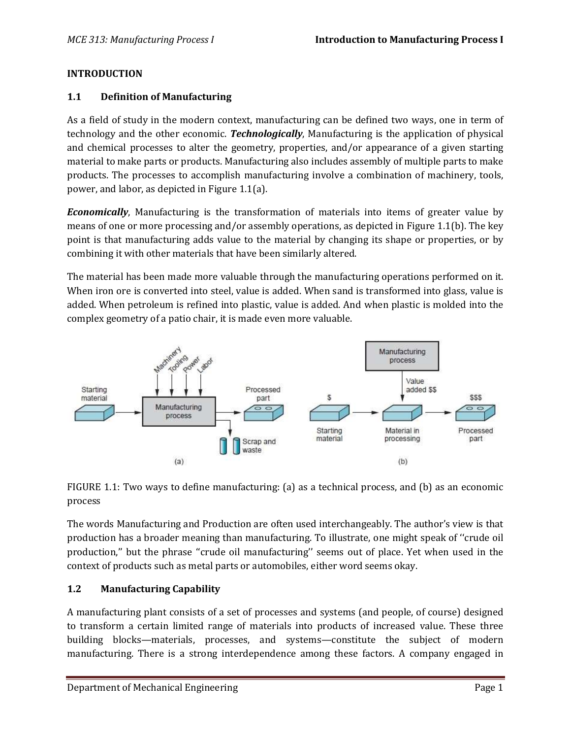## INTRODUCTION

### 1.1 Definition of Manufacturing

As a field of study in the modern context, manufacturing can be defined two ways, one in term of technology and the other economic. ***Technologically***, Manufacturing is the application of physical and chemical processes to alter the geometry, properties, and/or appearance of a given starting material to make parts or products. Manufacturing also includes assembly of multiple parts to make products. The processes to accomplish manufacturing involve a combination of machinery, tools, power, and labor, as depicted in Figure 1.1(a).

***Economically***, Manufacturing is the transformation of materials into items of greater value by means of one or more processing and/or assembly operations, as depicted in Figure 1.1(b). The key point is that manufacturing adds value to the material by changing its shape or properties, or by combining it with other materials that have been similarly altered.

The material has been made more valuable through the manufacturing operations performed on it. When iron ore is converted into steel, value is added. When sand is transformed into glass, value is added. When petroleum is refined into plastic, value is added. And when plastic is molded into the complex geometry of a patio chair, it is made even more valuable.

Machinery
Tooling
Power
Labor
Starting material
Manufacturing process
Processed part
Scrap and waste
(a)

Manufacturing process
Value added $$
$
$$$
Starting material
Material in processing
Processed part
(b)

FIGURE 1.1: Two ways to define manufacturing: (a) as a technical process, and (b) as an economic process

The words Manufacturing and Production are often used interchangeably. The author's view is that production has a broader meaning than manufacturing. To illustrate, one might speak of ''crude oil production,'' but the phrase ''crude oil manufacturing'' seems out of place. Yet when used in the context of products such as metal parts or automobiles, either word seems okay.

### 1.2 Manufacturing Capability

A manufacturing plant consists of a set of processes and systems (and people, of course) designed to transform a certain limited range of materials into products of increased value. These three building blocks—materials, processes, and systems—constitute the subject of modern manufacturing. There is a strong interdependence among these factors. A company engaged in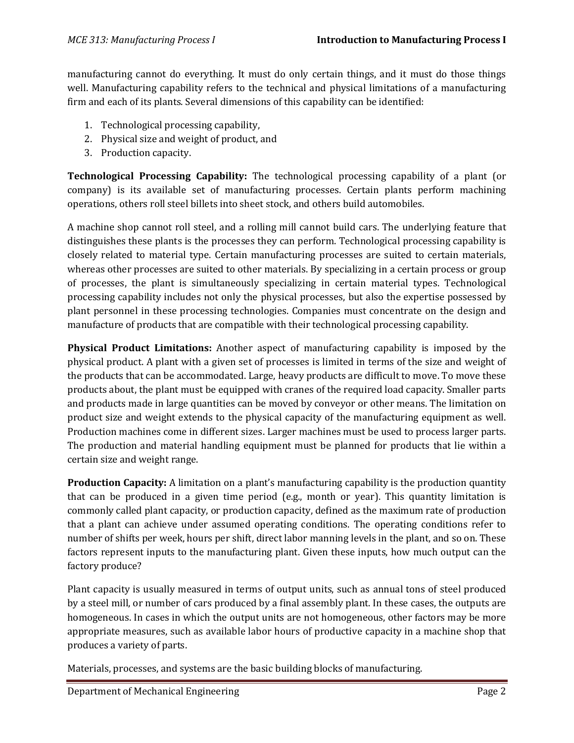manufacturing cannot do everything. It must do only certain things, and it must do those things well. Manufacturing capability refers to the technical and physical limitations of a manufacturing firm and each of its plants. Several dimensions of this capability can be identified:

1. Technological processing capability,
2. Physical size and weight of product, and
3. Production capacity.

**Technological Processing Capability:** The technological processing capability of a plant (or company) is its available set of manufacturing processes. Certain plants perform machining operations, others roll steel billets into sheet stock, and others build automobiles.

A machine shop cannot roll steel, and a rolling mill cannot build cars. The underlying feature that distinguishes these plants is the processes they can perform. Technological processing capability is closely related to material type. Certain manufacturing processes are suited to certain materials, whereas other processes are suited to other materials. By specializing in a certain process or group of processes, the plant is simultaneously specializing in certain material types. Technological processing capability includes not only the physical processes, but also the expertise possessed by plant personnel in these processing technologies. Companies must concentrate on the design and manufacture of products that are compatible with their technological processing capability.

**Physical Product Limitations:** Another aspect of manufacturing capability is imposed by the physical product. A plant with a given set of processes is limited in terms of the size and weight of the products that can be accommodated. Large, heavy products are difficult to move. To move these products about, the plant must be equipped with cranes of the required load capacity. Smaller parts and products made in large quantities can be moved by conveyor or other means. The limitation on product size and weight extends to the physical capacity of the manufacturing equipment as well. Production machines come in different sizes. Larger machines must be used to process larger parts. The production and material handling equipment must be planned for products that lie within a certain size and weight range.

**Production Capacity:** A limitation on a plant's manufacturing capability is the production quantity that can be produced in a given time period (e.g., month or year). This quantity limitation is commonly called plant capacity, or production capacity, defined as the maximum rate of production that a plant can achieve under assumed operating conditions. The operating conditions refer to number of shifts per week, hours per shift, direct labor manning levels in the plant, and so on. These factors represent inputs to the manufacturing plant. Given these inputs, how much output can the factory produce?

Plant capacity is usually measured in terms of output units, such as annual tons of steel produced by a steel mill, or number of cars produced by a final assembly plant. In these cases, the outputs are homogeneous. In cases in which the output units are not homogeneous, other factors may be more appropriate measures, such as available labor hours of productive capacity in a machine shop that produces a variety of parts.

Materials, processes, and systems are the basic building blocks of manufacturing.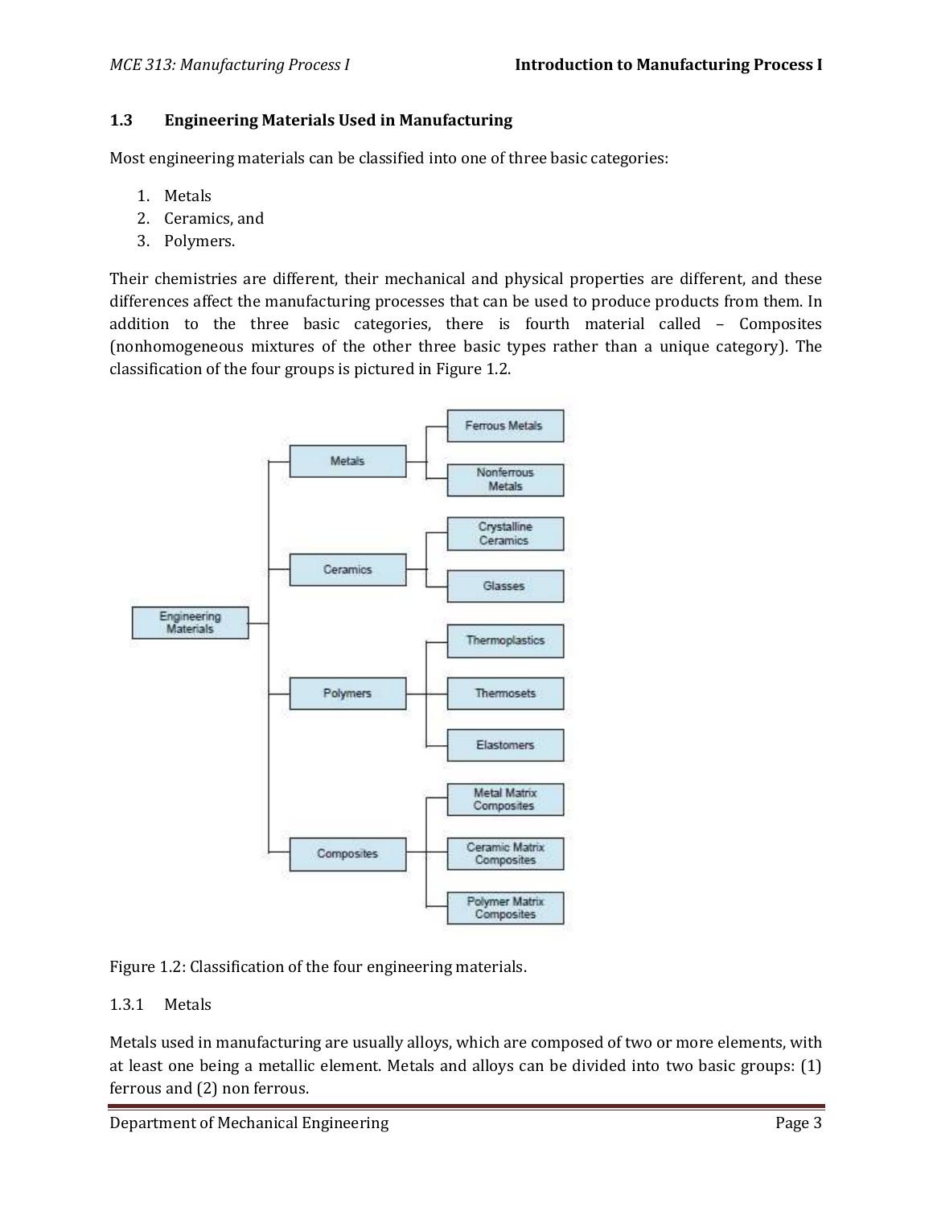### 1.3 Engineering Materials Used in Manufacturing

Most engineering materials can be classified into one of three basic categories:

1. Metals
2. Ceramics, and
3. Polymers.

Their chemistries are different, their mechanical and physical properties are different, and these differences affect the manufacturing processes that can be used to produce products from them. In addition to the three basic categories, there is fourth material called – Composites (nonhomogeneous mixtures of the other three basic types rather than a unique category). The classification of the four groups is pictured in Figure 1.2.

- Engineering Materials
  - Metals
    - Ferrous Metals
    - Nonferrous Metals
  - Ceramics
    - Crystalline Ceramics
    - Glasses
  - Polymers
    - Thermoplastics
    - Thermosets
    - Elastomers
  - Composites
    - Metal Matrix Composites
    - Ceramic Matrix Composites
    - Polymer Matrix Composites

Figure 1.2: Classification of the four engineering materials.

#### 1.3.1 Metals

Metals used in manufacturing are usually alloys, which are composed of two or more elements, with at least one being a metallic element. Metals and alloys can be divided into two basic groups: (1) ferrous and (2) non ferrous.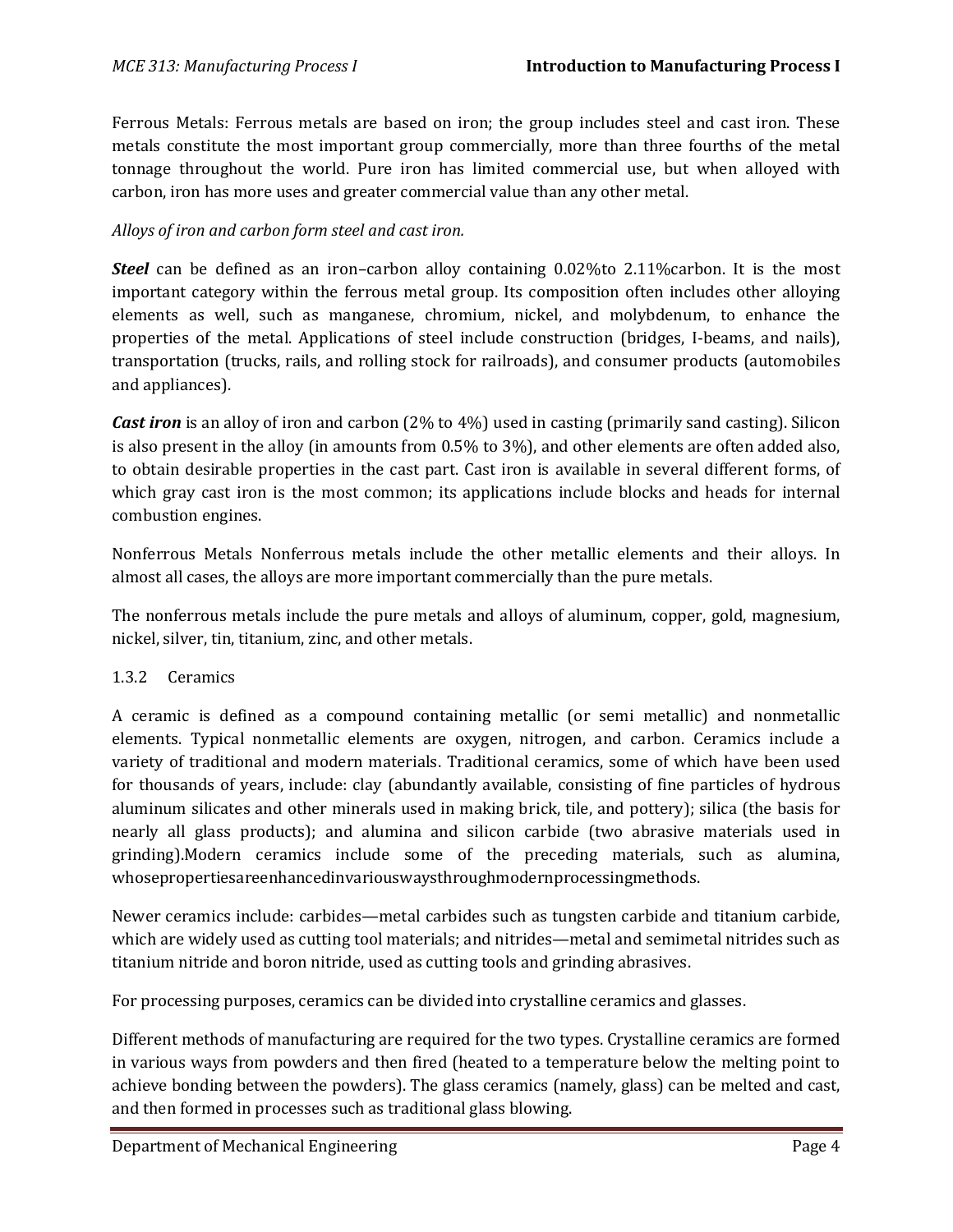Ferrous Metals: Ferrous metals are based on iron; the group includes steel and cast iron. These metals constitute the most important group commercially, more than three fourths of the metal tonnage throughout the world. Pure iron has limited commercial use, but when alloyed with carbon, iron has more uses and greater commercial value than any other metal.

*Alloys of iron and carbon form steel and cast iron.*

***Steel*** can be defined as an iron–carbon alloy containing 0.02%to 2.11%carbon. It is the most important category within the ferrous metal group. Its composition often includes other alloying elements as well, such as manganese, chromium, nickel, and molybdenum, to enhance the properties of the metal. Applications of steel include construction (bridges, I-beams, and nails), transportation (trucks, rails, and rolling stock for railroads), and consumer products (automobiles and appliances).

***Cast iron*** is an alloy of iron and carbon (2% to 4%) used in casting (primarily sand casting). Silicon is also present in the alloy (in amounts from 0.5% to 3%), and other elements are often added also, to obtain desirable properties in the cast part. Cast iron is available in several different forms, of which gray cast iron is the most common; its applications include blocks and heads for internal combustion engines.

Nonferrous Metals Nonferrous metals include the other metallic elements and their alloys. In almost all cases, the alloys are more important commercially than the pure metals.

The nonferrous metals include the pure metals and alloys of aluminum, copper, gold, magnesium, nickel, silver, tin, titanium, zinc, and other metals.

### 1.3.2 Ceramics

A ceramic is defined as a compound containing metallic (or semi metallic) and nonmetallic elements. Typical nonmetallic elements are oxygen, nitrogen, and carbon. Ceramics include a variety of traditional and modern materials. Traditional ceramics, some of which have been used for thousands of years, include: clay (abundantly available, consisting of fine particles of hydrous aluminum silicates and other minerals used in making brick, tile, and pottery); silica (the basis for nearly all glass products); and alumina and silicon carbide (two abrasive materials used in grinding).Modern ceramics include some of the preceding materials, such as alumina, whosepropertiesareenhancedinvariouswaysthroughmodernprocessingmethods.

Newer ceramics include: carbides—metal carbides such as tungsten carbide and titanium carbide, which are widely used as cutting tool materials; and nitrides—metal and semimetal nitrides such as titanium nitride and boron nitride, used as cutting tools and grinding abrasives.

For processing purposes, ceramics can be divided into crystalline ceramics and glasses.

Different methods of manufacturing are required for the two types. Crystalline ceramics are formed in various ways from powders and then fired (heated to a temperature below the melting point to achieve bonding between the powders). The glass ceramics (namely, glass) can be melted and cast, and then formed in processes such as traditional glass blowing.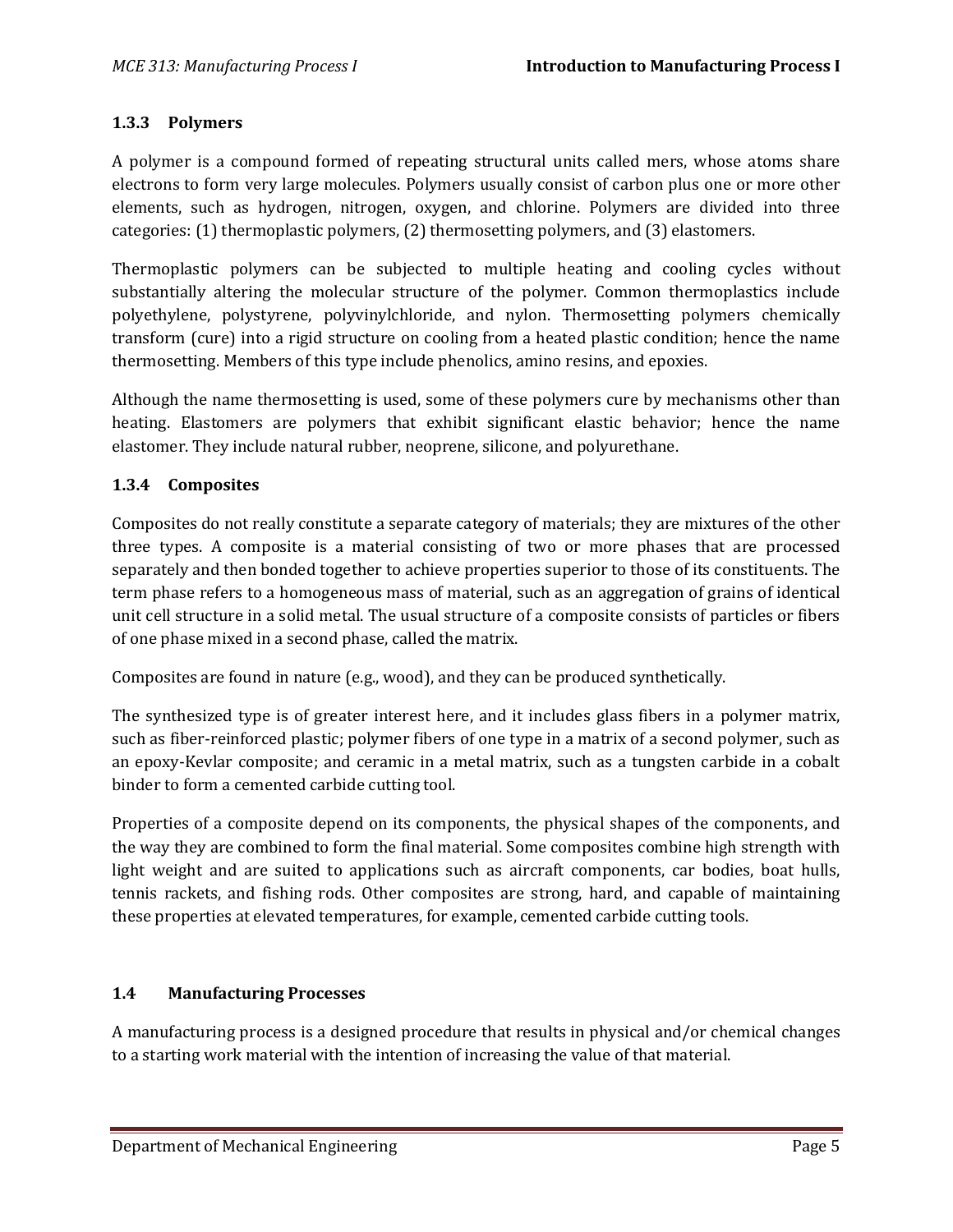### 1.3.3 Polymers

A polymer is a compound formed of repeating structural units called mers, whose atoms share electrons to form very large molecules. Polymers usually consist of carbon plus one or more other elements, such as hydrogen, nitrogen, oxygen, and chlorine. Polymers are divided into three categories: (1) thermoplastic polymers, (2) thermosetting polymers, and (3) elastomers.

Thermoplastic polymers can be subjected to multiple heating and cooling cycles without substantially altering the molecular structure of the polymer. Common thermoplastics include polyethylene, polystyrene, polyvinylchloride, and nylon. Thermosetting polymers chemically transform (cure) into a rigid structure on cooling from a heated plastic condition; hence the name thermosetting. Members of this type include phenolics, amino resins, and epoxies.

Although the name thermosetting is used, some of these polymers cure by mechanisms other than heating. Elastomers are polymers that exhibit significant elastic behavior; hence the name elastomer. They include natural rubber, neoprene, silicone, and polyurethane.

### 1.3.4 Composites

Composites do not really constitute a separate category of materials; they are mixtures of the other three types. A composite is a material consisting of two or more phases that are processed separately and then bonded together to achieve properties superior to those of its constituents. The term phase refers to a homogeneous mass of material, such as an aggregation of grains of identical unit cell structure in a solid metal. The usual structure of a composite consists of particles or fibers of one phase mixed in a second phase, called the matrix.

Composites are found in nature (e.g., wood), and they can be produced synthetically.

The synthesized type is of greater interest here, and it includes glass fibers in a polymer matrix, such as fiber-reinforced plastic; polymer fibers of one type in a matrix of a second polymer, such as an epoxy-Kevlar composite; and ceramic in a metal matrix, such as a tungsten carbide in a cobalt binder to form a cemented carbide cutting tool.

Properties of a composite depend on its components, the physical shapes of the components, and the way they are combined to form the final material. Some composites combine high strength with light weight and are suited to applications such as aircraft components, car bodies, boat hulls, tennis rackets, and fishing rods. Other composites are strong, hard, and capable of maintaining these properties at elevated temperatures, for example, cemented carbide cutting tools.

## 1.4 Manufacturing Processes

A manufacturing process is a designed procedure that results in physical and/or chemical changes to a starting work material with the intention of increasing the value of that material.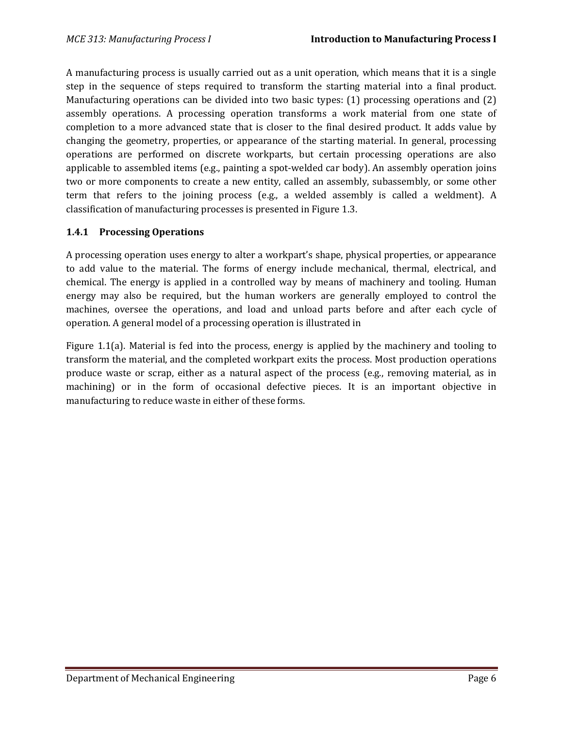A manufacturing process is usually carried out as a unit operation, which means that it is a single step in the sequence of steps required to transform the starting material into a final product. Manufacturing operations can be divided into two basic types: (1) processing operations and (2) assembly operations. A processing operation transforms a work material from one state of completion to a more advanced state that is closer to the final desired product. It adds value by changing the geometry, properties, or appearance of the starting material. In general, processing operations are performed on discrete workparts, but certain processing operations are also applicable to assembled items (e.g., painting a spot-welded car body). An assembly operation joins two or more components to create a new entity, called an assembly, subassembly, or some other term that refers to the joining process (e.g., a welded assembly is called a weldment). A classification of manufacturing processes is presented in Figure 1.3.

### 1.4.1 Processing Operations

A processing operation uses energy to alter a workpart's shape, physical properties, or appearance to add value to the material. The forms of energy include mechanical, thermal, electrical, and chemical. The energy is applied in a controlled way by means of machinery and tooling. Human energy may also be required, but the human workers are generally employed to control the machines, oversee the operations, and load and unload parts before and after each cycle of operation. A general model of a processing operation is illustrated in

Figure 1.1(a). Material is fed into the process, energy is applied by the machinery and tooling to transform the material, and the completed workpart exits the process. Most production operations produce waste or scrap, either as a natural aspect of the process (e.g., removing material, as in machining) or in the form of occasional defective pieces. It is an important objective in manufacturing to reduce waste in either of these forms.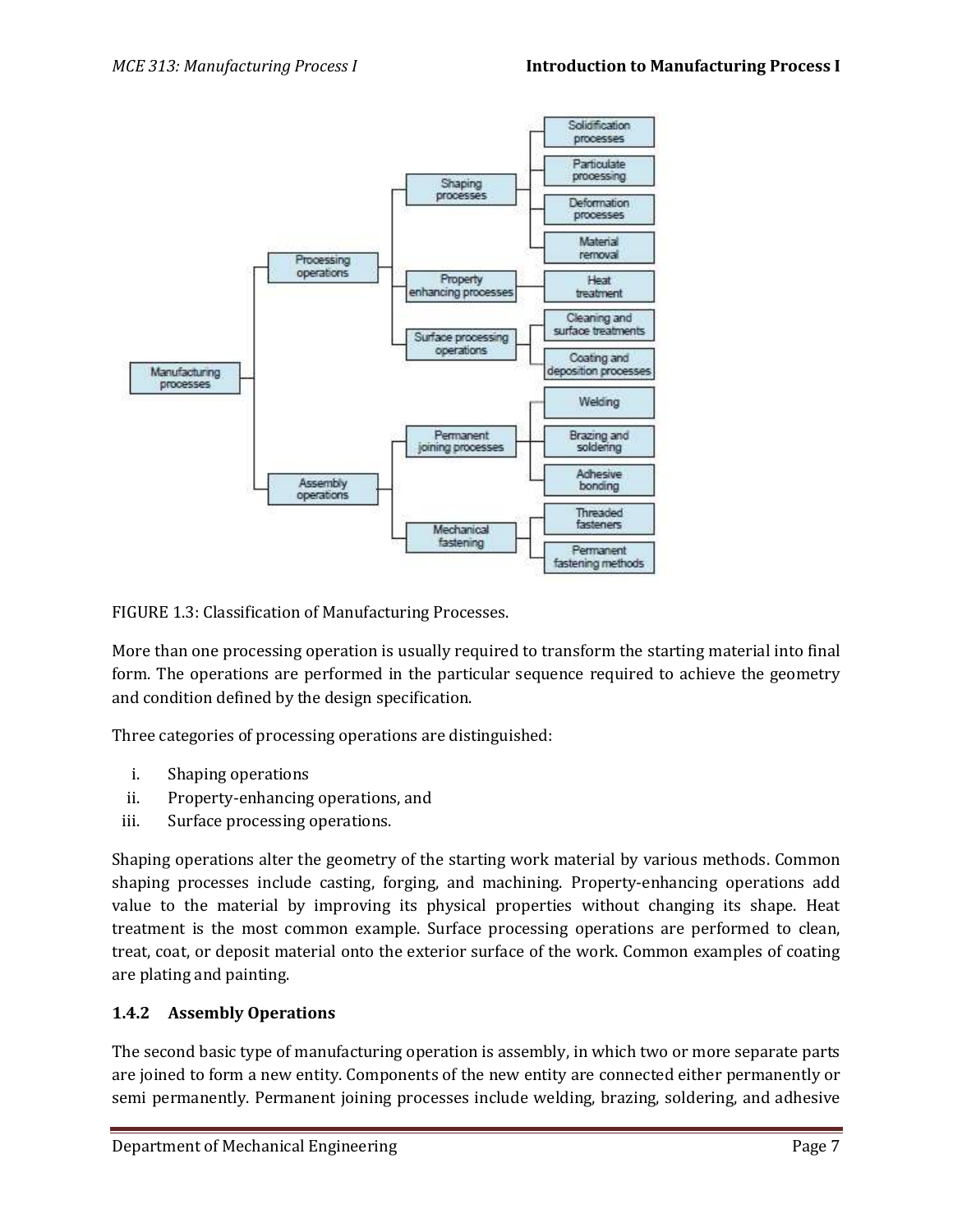- Manufacturing processes
  - Processing operations
    - Shaping processes
      - Solidification processes
      - Particulate processing
      - Deformation processes
      - Material removal
    - Property enhancing processes
      - Heat treatment
    - Surface processing operations
      - Cleaning and surface treatments
      - Coating and deposition processes
  - Assembly operations
    - Permanent joining processes
      - Welding
      - Brazing and soldering
      - Adhesive bonding
    - Mechanical fastening
      - Threaded fasteners
      - Permanent fastening methods

FIGURE 1.3: Classification of Manufacturing Processes.

More than one processing operation is usually required to transform the starting material into final form. The operations are performed in the particular sequence required to achieve the geometry and condition defined by the design specification.

Three categories of processing operations are distinguished:

i. Shaping operations
ii. Property-enhancing operations, and
iii. Surface processing operations.

Shaping operations alter the geometry of the starting work material by various methods. Common shaping processes include casting, forging, and machining. Property-enhancing operations add value to the material by improving its physical properties without changing its shape. Heat treatment is the most common example. Surface processing operations are performed to clean, treat, coat, or deposit material onto the exterior surface of the work. Common examples of coating are plating and painting.

### 1.4.2 Assembly Operations

The second basic type of manufacturing operation is assembly, in which two or more separate parts are joined to form a new entity. Components of the new entity are connected either permanently or semi permanently. Permanent joining processes include welding, brazing, soldering, and adhesive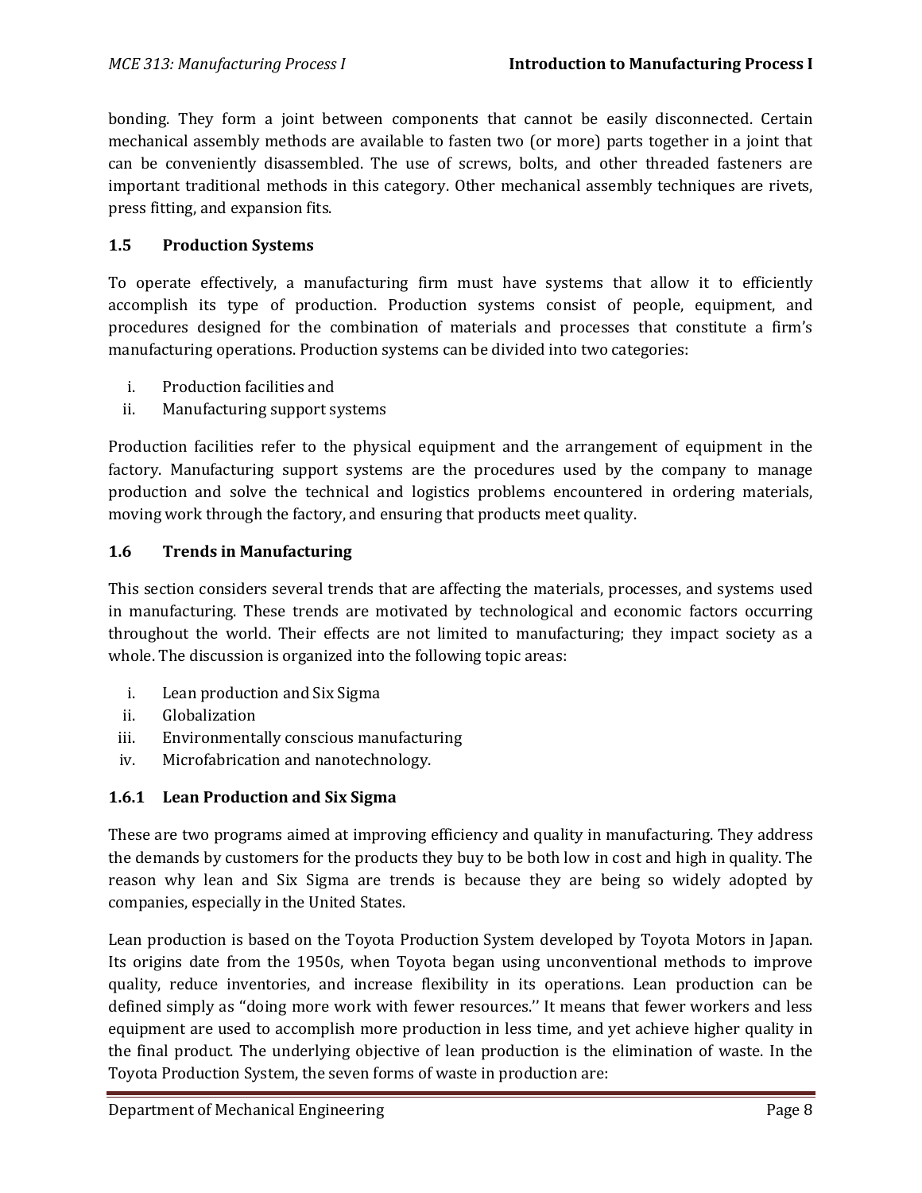bonding. They form a joint between components that cannot be easily disconnected. Certain mechanical assembly methods are available to fasten two (or more) parts together in a joint that can be conveniently disassembled. The use of screws, bolts, and other threaded fasteners are important traditional methods in this category. Other mechanical assembly techniques are rivets, press fitting, and expansion fits.

### 1.5 Production Systems

To operate effectively, a manufacturing firm must have systems that allow it to efficiently accomplish its type of production. Production systems consist of people, equipment, and procedures designed for the combination of materials and processes that constitute a firm's manufacturing operations. Production systems can be divided into two categories:

i. Production facilities and
ii. Manufacturing support systems

Production facilities refer to the physical equipment and the arrangement of equipment in the factory. Manufacturing support systems are the procedures used by the company to manage production and solve the technical and logistics problems encountered in ordering materials, moving work through the factory, and ensuring that products meet quality.

### 1.6 Trends in Manufacturing

This section considers several trends that are affecting the materials, processes, and systems used in manufacturing. These trends are motivated by technological and economic factors occurring throughout the world. Their effects are not limited to manufacturing; they impact society as a whole. The discussion is organized into the following topic areas:

i. Lean production and Six Sigma
ii. Globalization
iii. Environmentally conscious manufacturing
iv. Microfabrication and nanotechnology.

#### 1.6.1 Lean Production and Six Sigma

These are two programs aimed at improving efficiency and quality in manufacturing. They address the demands by customers for the products they buy to be both low in cost and high in quality. The reason why lean and Six Sigma are trends is because they are being so widely adopted by companies, especially in the United States.

Lean production is based on the Toyota Production System developed by Toyota Motors in Japan. Its origins date from the 1950s, when Toyota began using unconventional methods to improve quality, reduce inventories, and increase flexibility in its operations. Lean production can be defined simply as ''doing more work with fewer resources.'' It means that fewer workers and less equipment are used to accomplish more production in less time, and yet achieve higher quality in the final product. The underlying objective of lean production is the elimination of waste. In the Toyota Production System, the seven forms of waste in production are: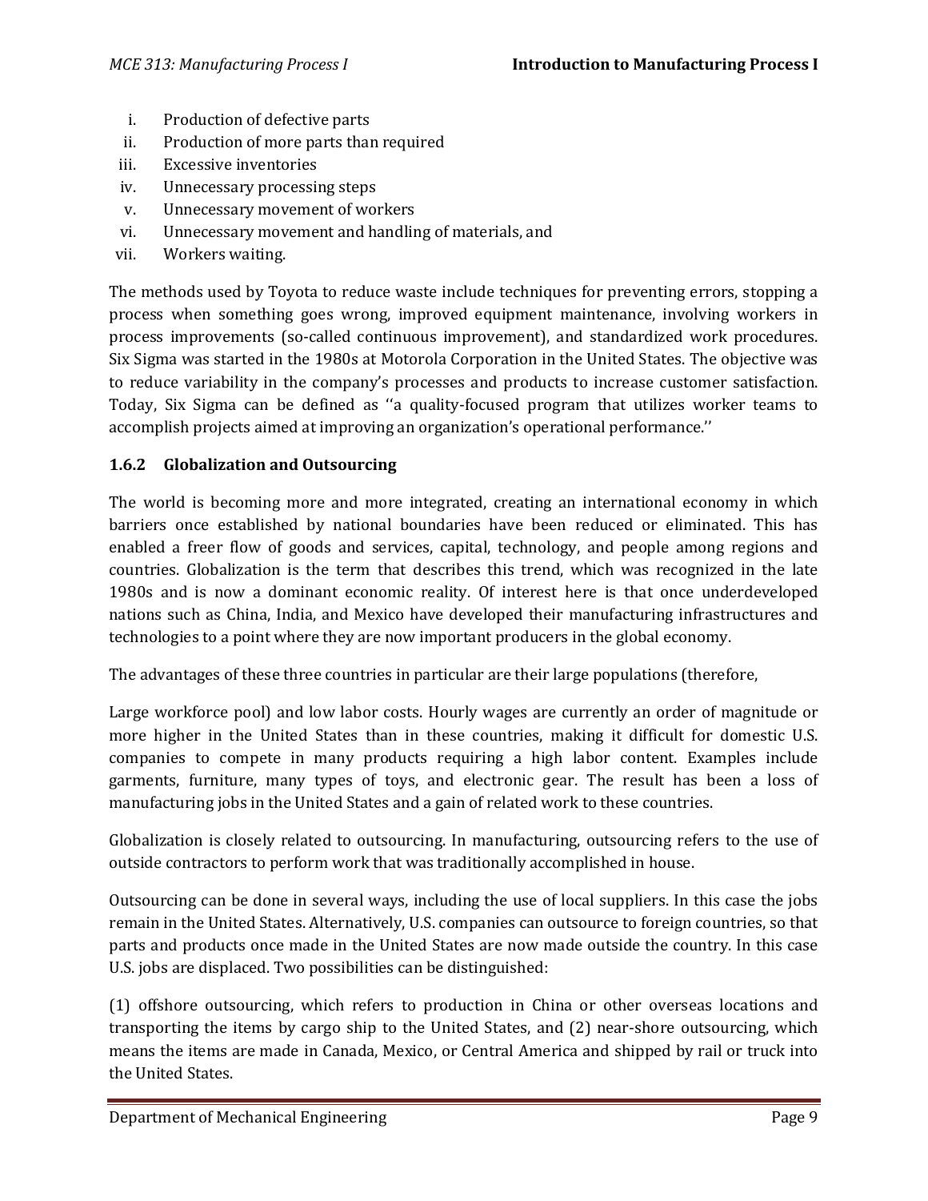i. Production of defective parts
ii. Production of more parts than required
iii. Excessive inventories
iv. Unnecessary processing steps
v. Unnecessary movement of workers
vi. Unnecessary movement and handling of materials, and
vii. Workers waiting.

The methods used by Toyota to reduce waste include techniques for preventing errors, stopping a process when something goes wrong, improved equipment maintenance, involving workers in process improvements (so-called continuous improvement), and standardized work procedures. Six Sigma was started in the 1980s at Motorola Corporation in the United States. The objective was to reduce variability in the company's processes and products to increase customer satisfaction. Today, Six Sigma can be defined as ''a quality-focused program that utilizes worker teams to accomplish projects aimed at improving an organization's operational performance.''

### 1.6.2 Globalization and Outsourcing

The world is becoming more and more integrated, creating an international economy in which barriers once established by national boundaries have been reduced or eliminated. This has enabled a freer flow of goods and services, capital, technology, and people among regions and countries. Globalization is the term that describes this trend, which was recognized in the late 1980s and is now a dominant economic reality. Of interest here is that once underdeveloped nations such as China, India, and Mexico have developed their manufacturing infrastructures and technologies to a point where they are now important producers in the global economy.

The advantages of these three countries in particular are their large populations (therefore,

Large workforce pool) and low labor costs. Hourly wages are currently an order of magnitude or more higher in the United States than in these countries, making it difficult for domestic U.S. companies to compete in many products requiring a high labor content. Examples include garments, furniture, many types of toys, and electronic gear. The result has been a loss of manufacturing jobs in the United States and a gain of related work to these countries.

Globalization is closely related to outsourcing. In manufacturing, outsourcing refers to the use of outside contractors to perform work that was traditionally accomplished in house.

Outsourcing can be done in several ways, including the use of local suppliers. In this case the jobs remain in the United States. Alternatively, U.S. companies can outsource to foreign countries, so that parts and products once made in the United States are now made outside the country. In this case U.S. jobs are displaced. Two possibilities can be distinguished:

(1) offshore outsourcing, which refers to production in China or other overseas locations and transporting the items by cargo ship to the United States, and (2) near-shore outsourcing, which means the items are made in Canada, Mexico, or Central America and shipped by rail or truck into the United States.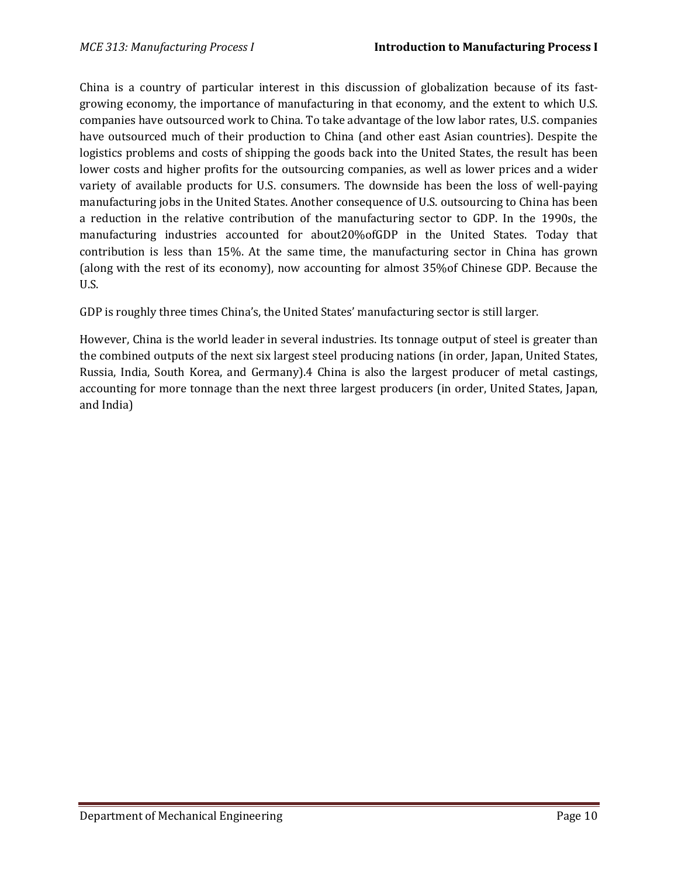China is a country of particular interest in this discussion of globalization because of its fast-growing economy, the importance of manufacturing in that economy, and the extent to which U.S. companies have outsourced work to China. To take advantage of the low labor rates, U.S. companies have outsourced much of their production to China (and other east Asian countries). Despite the logistics problems and costs of shipping the goods back into the United States, the result has been lower costs and higher profits for the outsourcing companies, as well as lower prices and a wider variety of available products for U.S. consumers. The downside has been the loss of well-paying manufacturing jobs in the United States. Another consequence of U.S. outsourcing to China has been a reduction in the relative contribution of the manufacturing sector to GDP. In the 1990s, the manufacturing industries accounted for about20%ofGDP in the United States. Today that contribution is less than 15%. At the same time, the manufacturing sector in China has grown (along with the rest of its economy), now accounting for almost 35%of Chinese GDP. Because the U.S.

GDP is roughly three times China's, the United States' manufacturing sector is still larger.

However, China is the world leader in several industries. Its tonnage output of steel is greater than the combined outputs of the next six largest steel producing nations (in order, Japan, United States, Russia, India, South Korea, and Germany).4 China is also the largest producer of metal castings, accounting for more tonnage than the next three largest producers (in order, United States, Japan, and India)